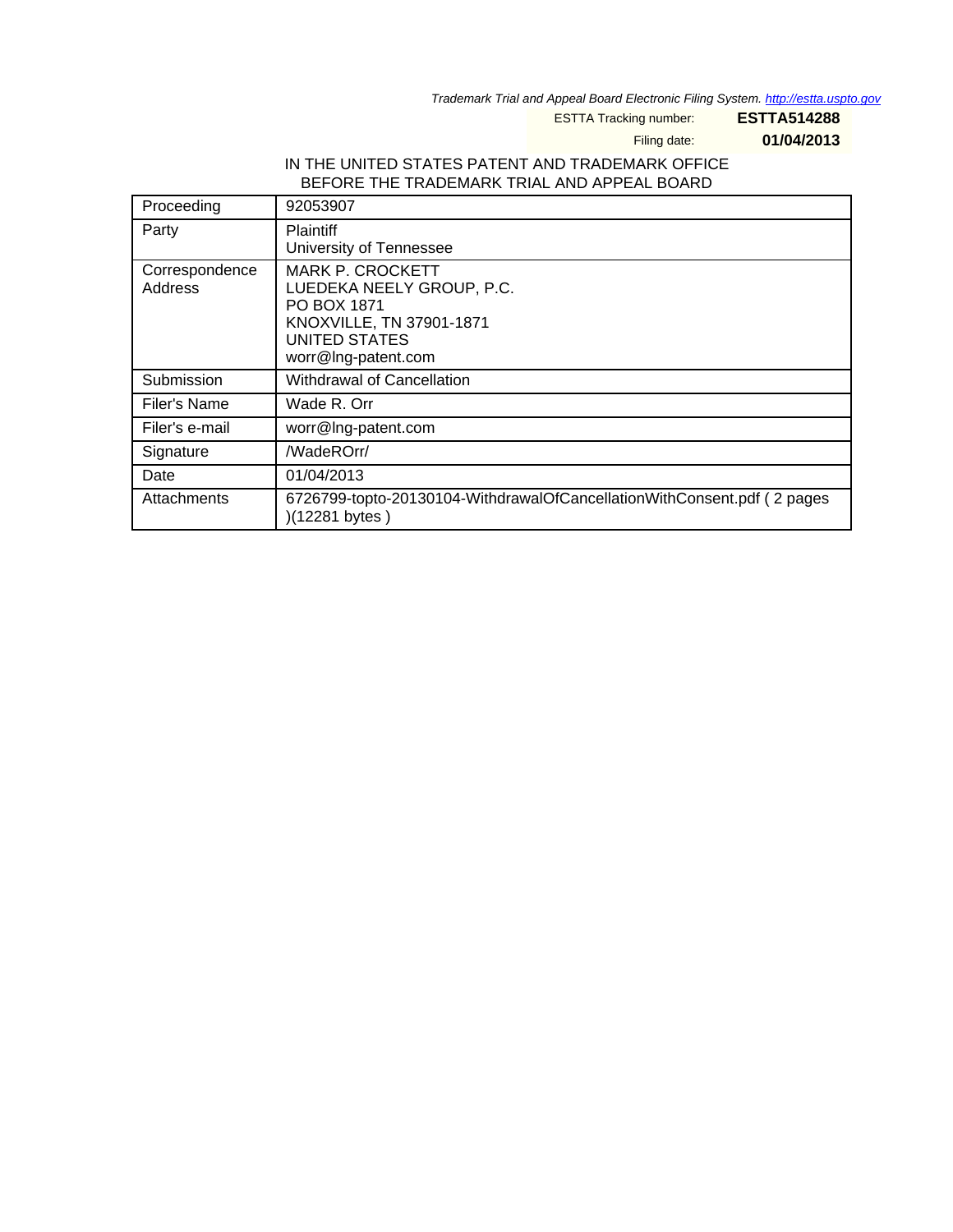Trademark Trial and Appeal Board Electronic Filing System. http://estta.uspto.gov

ESTTA Tracking number: **ESTTA514288**

Filing date: **01/04/2013**

IN THE UNITED STATES PATENT AND TRADEMARK OFFICE
BEFORE THE TRADEMARK TRIAL AND APPEAL BOARD

| Proceeding | 92053907 |
|---|---|
| Party | Plaintiff<br>University of Tennessee |
| Correspondence Address | MARK P. CROCKETT<br>LUEDEKA NEELY GROUP, P.C.<br>PO BOX 1871<br>KNOXVILLE, TN 37901-1871<br>UNITED STATES<br>worr@lng-patent.com |
| Submission | Withdrawal of Cancellation |
| Filer's Name | Wade R. Orr |
| Filer's e-mail | worr@lng-patent.com |
| Signature | /WadeROrr/ |
| Date | 01/04/2013 |
| Attachments | 6726799-topto-20130104-WithdrawalOfCancellationWithConsent.pdf ( 2 pages )(12281 bytes ) |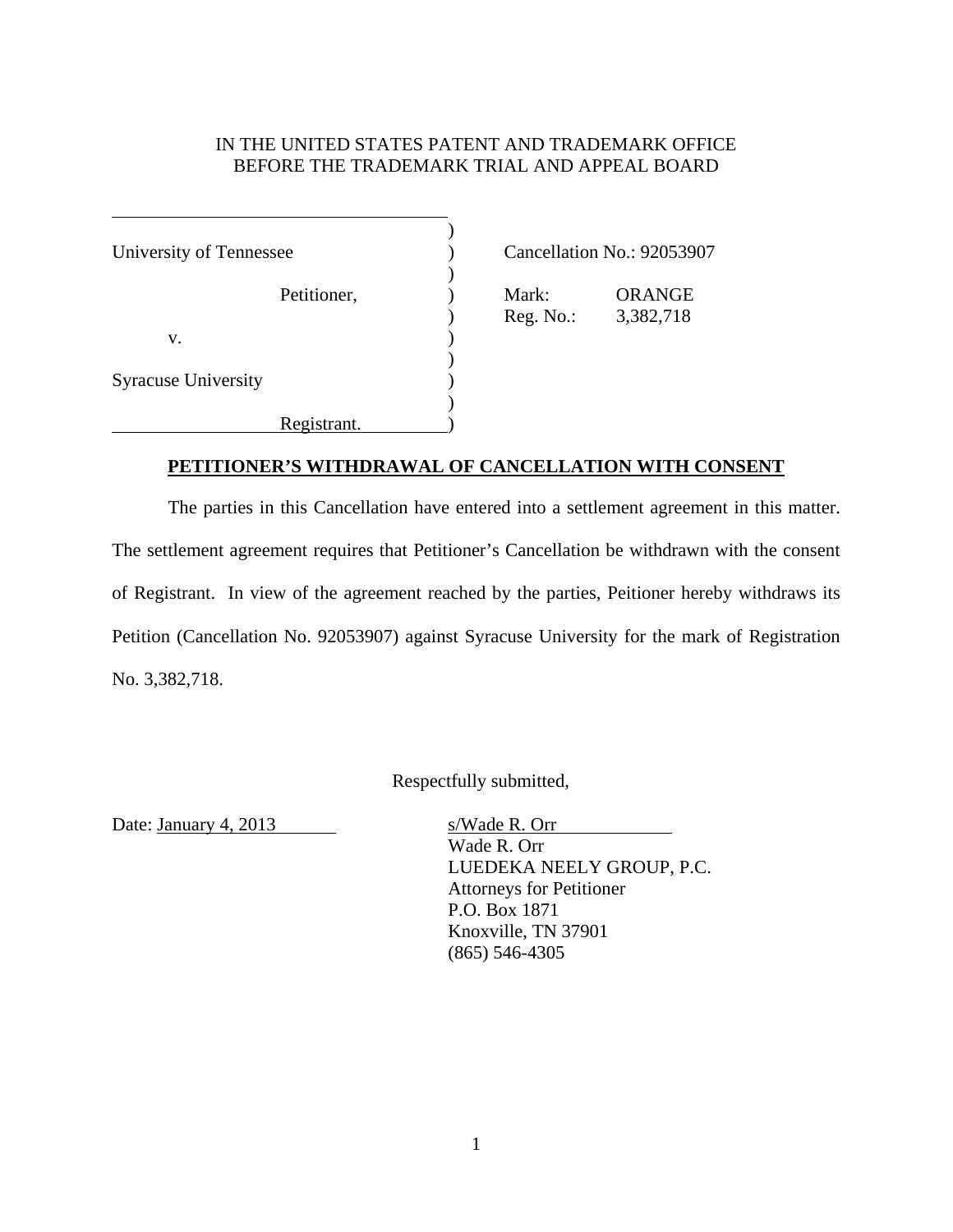IN THE UNITED STATES PATENT AND TRADEMARK OFFICE
BEFORE THE TRADEMARK TRIAL AND APPEAL BOARD

| | | |
|---|---|---|
| University of Tennessee | ) | Cancellation No.: 92053907 |
| Petitioner, | ) | Mark: ORANGE |
| | ) | Reg. No.: 3,382,718 |
| v. | ) | |
| Syracuse University | ) | |
| Registrant. | ) | |

**PETITIONER'S WITHDRAWAL OF CANCELLATION WITH CONSENT**

The parties in this Cancellation have entered into a settlement agreement in this matter. The settlement agreement requires that Petitioner's Cancellation be withdrawn with the consent of Registrant. In view of the agreement reached by the parties, Peitioner hereby withdraws its Petition (Cancellation No. 92053907) against Syracuse University for the mark of Registration No. 3,382,718.

Respectfully submitted,

Date: January 4, 2013

s/Wade R. Orr
Wade R. Orr
LUEDEKA NEELY GROUP, P.C.
Attorneys for Petitioner
P.O. Box 1871
Knoxville, TN 37901
(865) 546-4305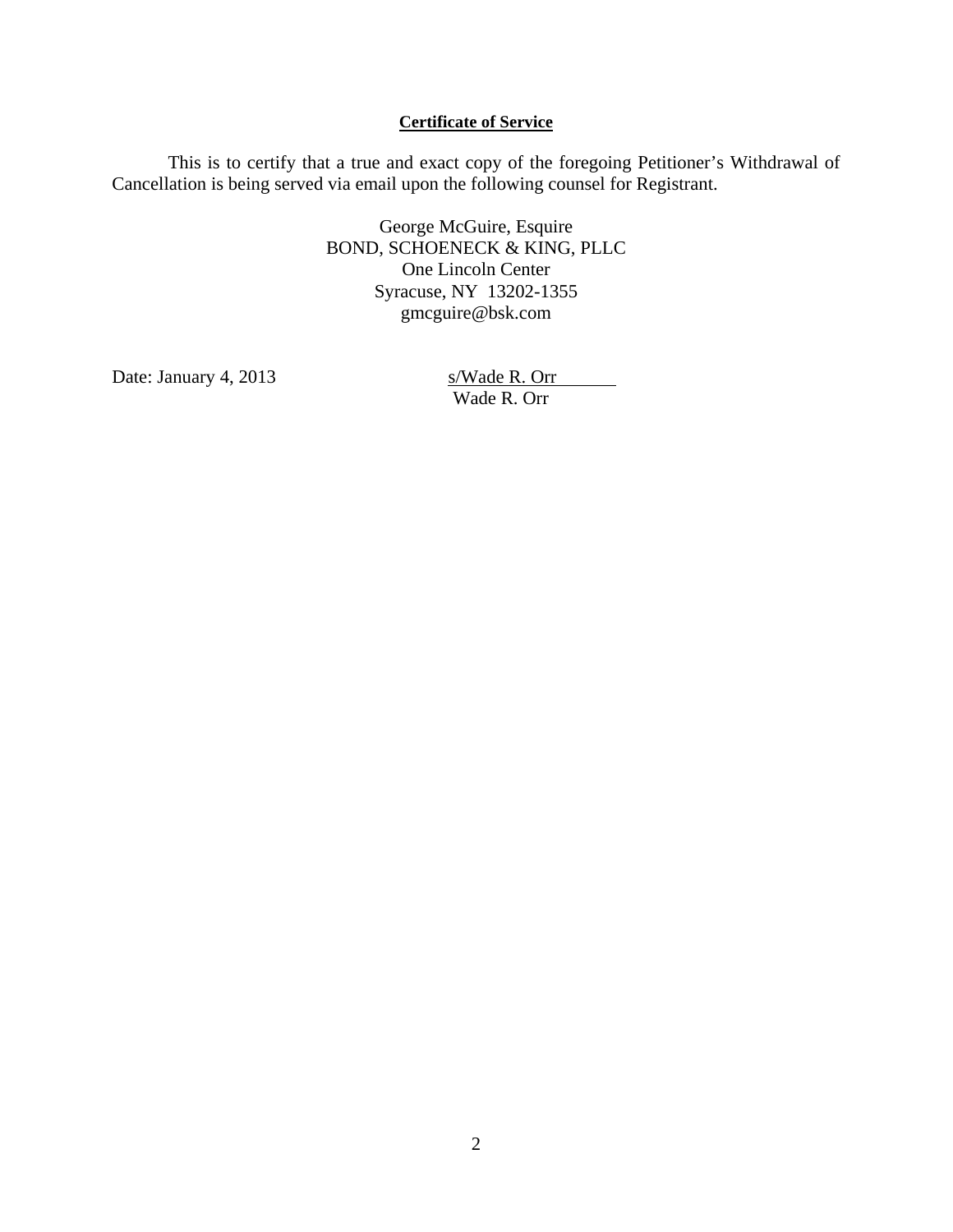**Certificate of Service**

This is to certify that a true and exact copy of the foregoing Petitioner's Withdrawal of Cancellation is being served via email upon the following counsel for Registrant.

George McGuire, Esquire
BOND, SCHOENECK & KING, PLLC
One Lincoln Center
Syracuse, NY 13202-1355
gmcguire@bsk.com

Date: January 4, 2013

s/Wade R. Orr
Wade R. Orr